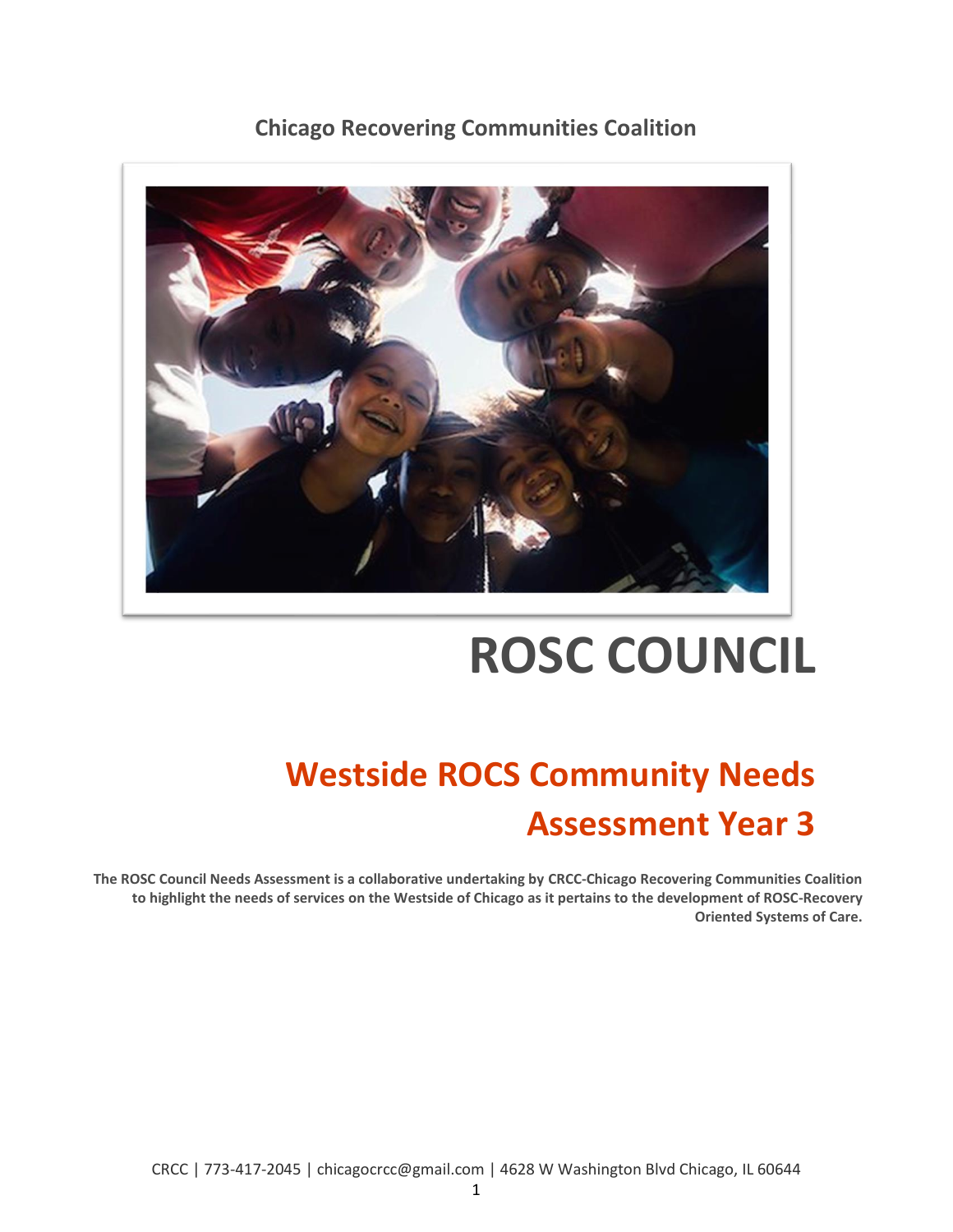**Chicago Recovering Communities Coalition**

# ROSC COUNCIL

## Westside ROCS Community Needs Assessment Year 3

**The ROSC Council Needs Assessment is a collaborative undertaking by CRCC-Chicago Recovering Communities Coalition to highlight the needs of services on the Westside of Chicago as it pertains to the development of ROSC-Recovery Oriented Systems of Care.**

CRCC | 773-417-2045 | chicagocrcc@gmail.com | 4628 W Washington Blvd Chicago, IL 60644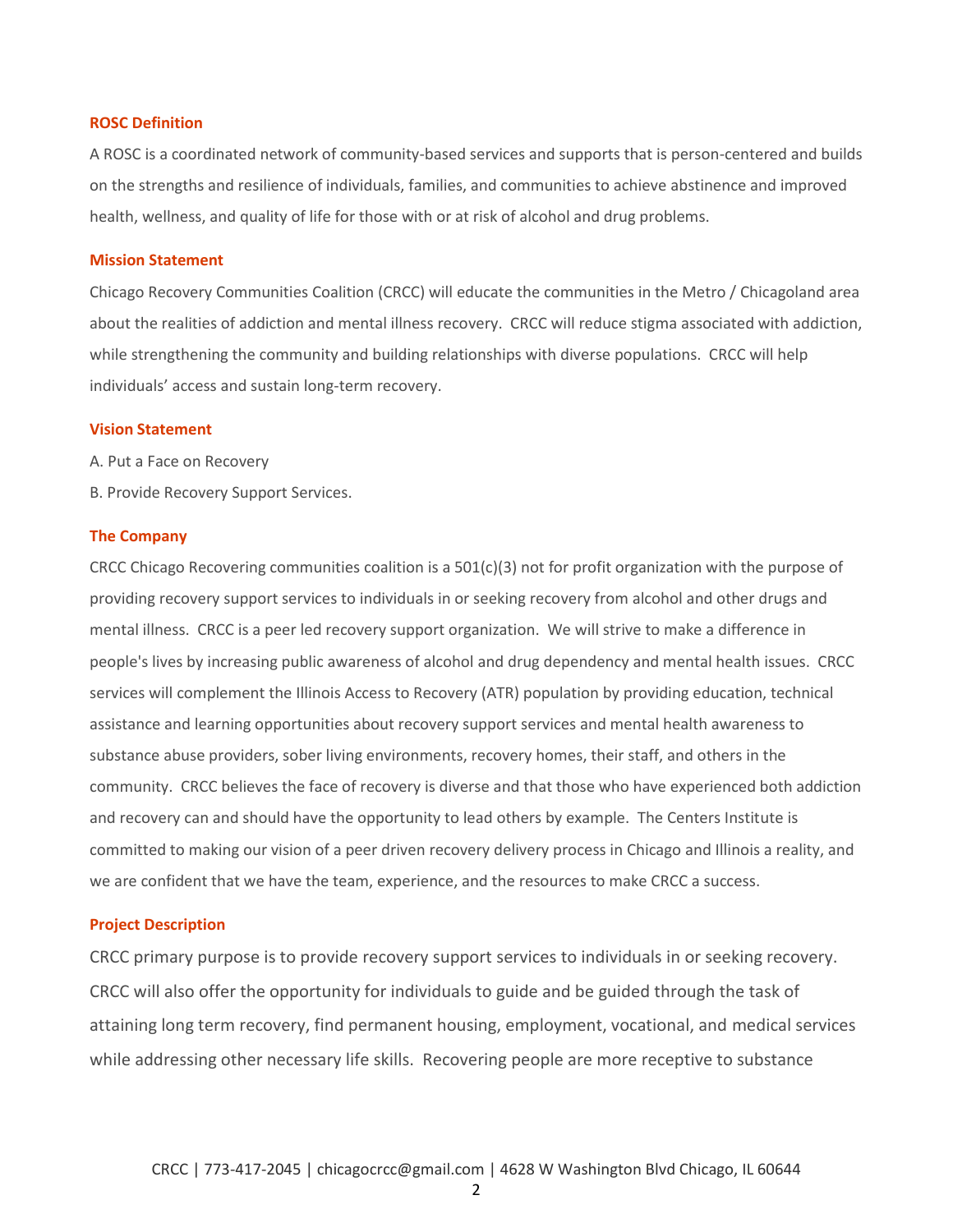## ROSC Definition

A ROSC is a coordinated network of community-based services and supports that is person-centered and builds on the strengths and resilience of individuals, families, and communities to achieve abstinence and improved health, wellness, and quality of life for those with or at risk of alcohol and drug problems.

## Mission Statement

Chicago Recovery Communities Coalition (CRCC) will educate the communities in the Metro / Chicagoland area about the realities of addiction and mental illness recovery. CRCC will reduce stigma associated with addiction, while strengthening the community and building relationships with diverse populations. CRCC will help individuals' access and sustain long-term recovery.

## Vision Statement

A. Put a Face on Recovery

B. Provide Recovery Support Services.

## The Company

CRCC Chicago Recovering communities coalition is a 501(c)(3) not for profit organization with the purpose of providing recovery support services to individuals in or seeking recovery from alcohol and other drugs and mental illness. CRCC is a peer led recovery support organization. We will strive to make a difference in people's lives by increasing public awareness of alcohol and drug dependency and mental health issues. CRCC services will complement the Illinois Access to Recovery (ATR) population by providing education, technical assistance and learning opportunities about recovery support services and mental health awareness to substance abuse providers, sober living environments, recovery homes, their staff, and others in the community. CRCC believes the face of recovery is diverse and that those who have experienced both addiction and recovery can and should have the opportunity to lead others by example. The Centers Institute is committed to making our vision of a peer driven recovery delivery process in Chicago and Illinois a reality, and we are confident that we have the team, experience, and the resources to make CRCC a success.

## Project Description

CRCC primary purpose is to provide recovery support services to individuals in or seeking recovery. CRCC will also offer the opportunity for individuals to guide and be guided through the task of attaining long term recovery, find permanent housing, employment, vocational, and medical services while addressing other necessary life skills. Recovering people are more receptive to substance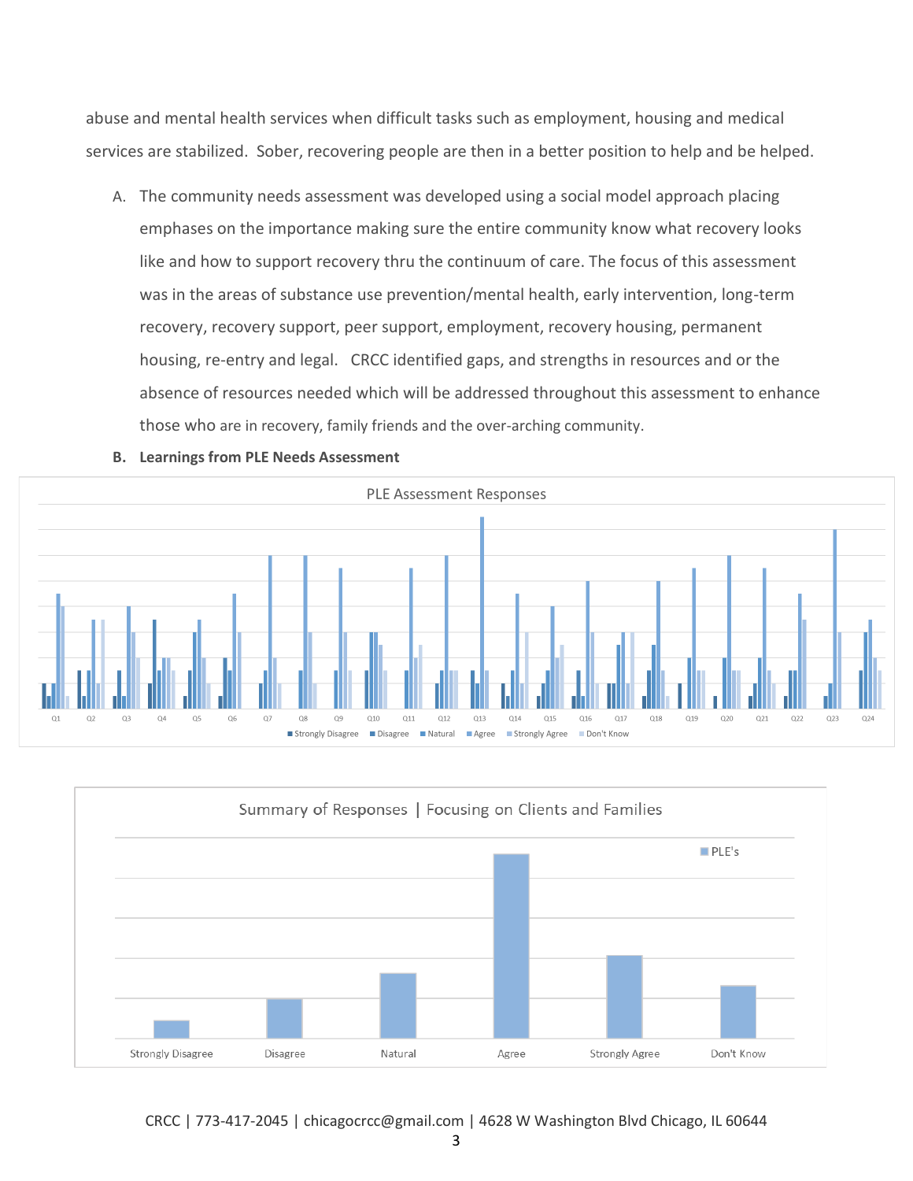abuse and mental health services when difficult tasks such as employment, housing and medical services are stabilized. Sober, recovering people are then in a better position to help and be helped.

A. The community needs assessment was developed using a social model approach placing emphases on the importance making sure the entire community know what recovery looks like and how to support recovery thru the continuum of care. The focus of this assessment was in the areas of substance use prevention/mental health, early intervention, long-term recovery, recovery support, peer support, employment, recovery housing, permanent housing, re-entry and legal. CRCC identified gaps, and strengths in resources and or the absence of resources needed which will be addressed throughout this assessment to enhance those who are in recovery, family friends and the over-arching community.

**B. Learnings from PLE Needs Assessment**

PLE Assessment Responses

Q1 Q2 Q3 Q4 Q5 Q6 Q7 Q8 Q9 Q10 Q11 Q12 Q13 Q14 Q15 Q16 Q17 Q18 Q19 Q20 Q21 Q22 Q23 Q24

■ Strongly Disagree ■ Disagree ■ Natural ■ Agree ■ Strongly Agree ■ Don't Know

Summary of Responses | Focusing on Clients and Families

■ PLE's

Strongly Disagree | Disagree | Natural | Agree | Strongly Agree | Don't Know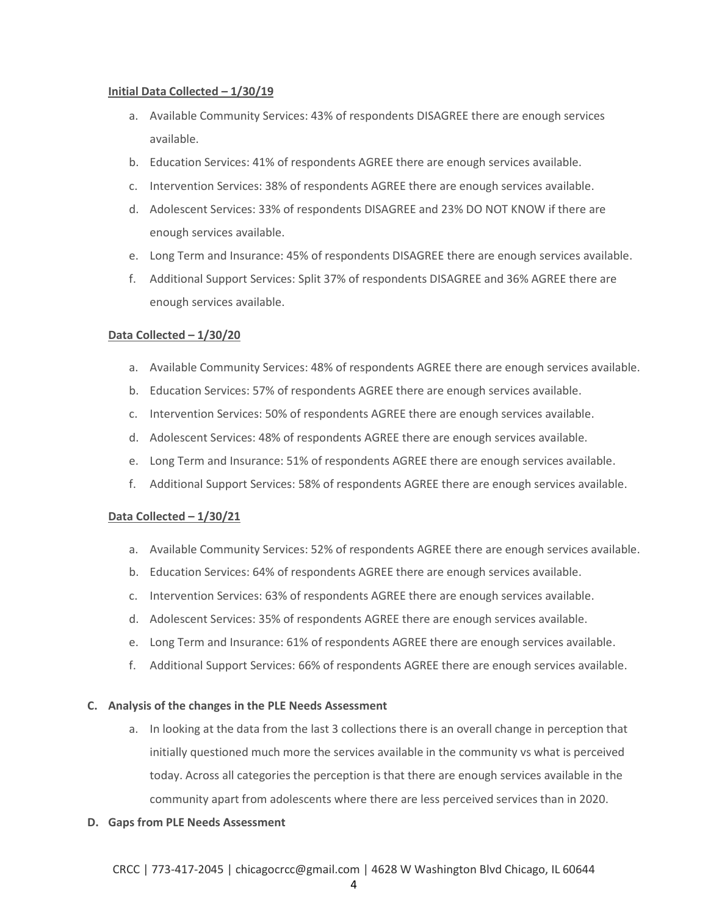**Initial Data Collected – 1/30/19**

a. Available Community Services: 43% of respondents DISAGREE there are enough services available.
b. Education Services: 41% of respondents AGREE there are enough services available.
c. Intervention Services: 38% of respondents AGREE there are enough services available.
d. Adolescent Services: 33% of respondents DISAGREE and 23% DO NOT KNOW if there are enough services available.
e. Long Term and Insurance: 45% of respondents DISAGREE there are enough services available.
f. Additional Support Services: Split 37% of respondents DISAGREE and 36% AGREE there are enough services available.

**Data Collected – 1/30/20**

a. Available Community Services: 48% of respondents AGREE there are enough services available.
b. Education Services: 57% of respondents AGREE there are enough services available.
c. Intervention Services: 50% of respondents AGREE there are enough services available.
d. Adolescent Services: 48% of respondents AGREE there are enough services available.
e. Long Term and Insurance: 51% of respondents AGREE there are enough services available.
f. Additional Support Services: 58% of respondents AGREE there are enough services available.

**Data Collected – 1/30/21**

a. Available Community Services: 52% of respondents AGREE there are enough services available.
b. Education Services: 64% of respondents AGREE there are enough services available.
c. Intervention Services: 63% of respondents AGREE there are enough services available.
d. Adolescent Services: 35% of respondents AGREE there are enough services available.
e. Long Term and Insurance: 61% of respondents AGREE there are enough services available.
f. Additional Support Services: 66% of respondents AGREE there are enough services available.

**C. Analysis of the changes in the PLE Needs Assessment**

a. In looking at the data from the last 3 collections there is an overall change in perception that initially questioned much more the services available in the community vs what is perceived today. Across all categories the perception is that there are enough services available in the community apart from adolescents where there are less perceived services than in 2020.

**D. Gaps from PLE Needs Assessment**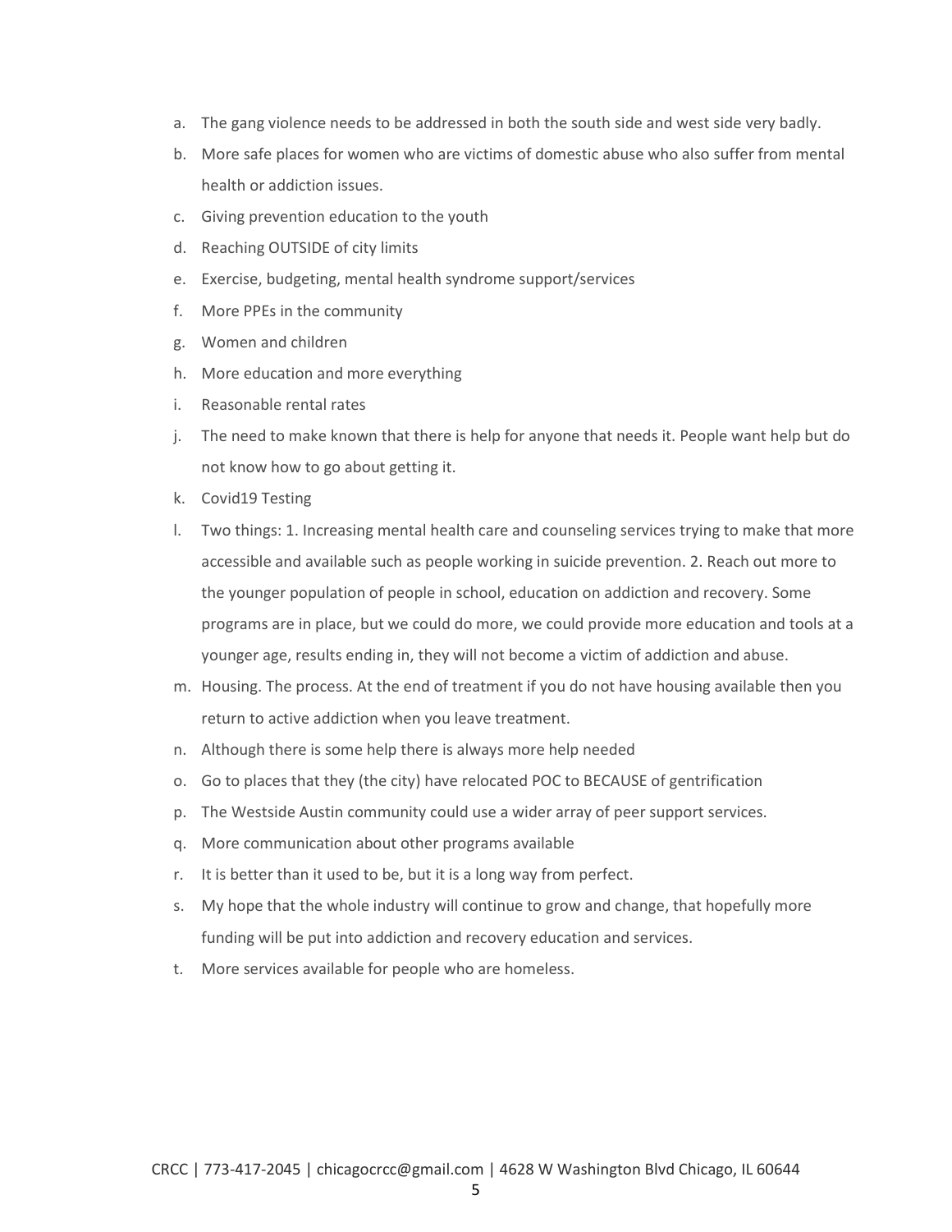a. The gang violence needs to be addressed in both the south side and west side very badly.
b. More safe places for women who are victims of domestic abuse who also suffer from mental health or addiction issues.
c. Giving prevention education to the youth
d. Reaching OUTSIDE of city limits
e. Exercise, budgeting, mental health syndrome support/services
f. More PPEs in the community
g. Women and children
h. More education and more everything
i. Reasonable rental rates
j. The need to make known that there is help for anyone that needs it. People want help but do not know how to go about getting it.
k. Covid19 Testing
l. Two things: 1. Increasing mental health care and counseling services trying to make that more accessible and available such as people working in suicide prevention. 2. Reach out more to the younger population of people in school, education on addiction and recovery. Some programs are in place, but we could do more, we could provide more education and tools at a younger age, results ending in, they will not become a victim of addiction and abuse.
m. Housing. The process. At the end of treatment if you do not have housing available then you return to active addiction when you leave treatment.
n. Although there is some help there is always more help needed
o. Go to places that they (the city) have relocated POC to BECAUSE of gentrification
p. The Westside Austin community could use a wider array of peer support services.
q. More communication about other programs available
r. It is better than it used to be, but it is a long way from perfect.
s. My hope that the whole industry will continue to grow and change, that hopefully more funding will be put into addiction and recovery education and services.
t. More services available for people who are homeless.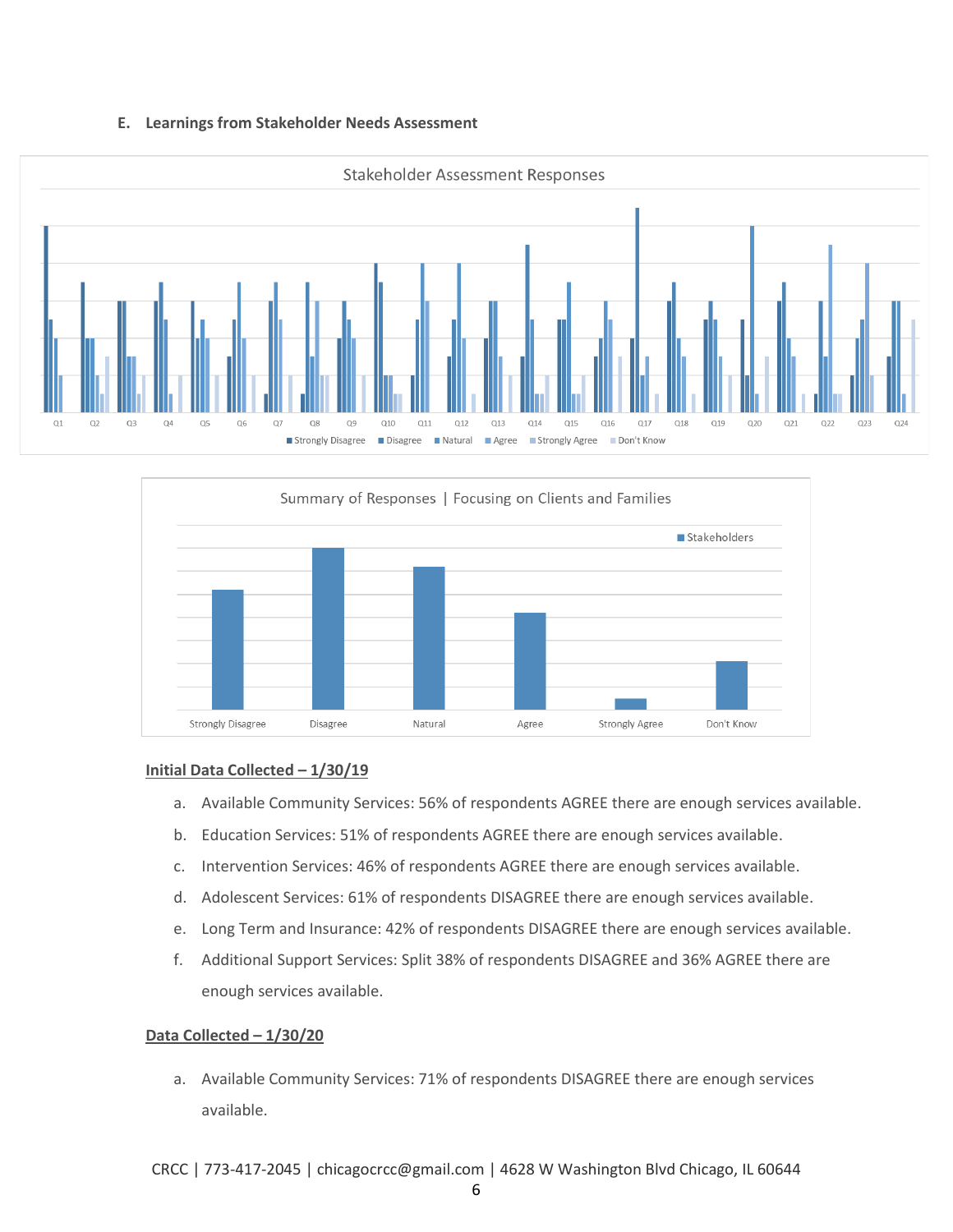### E. Learnings from Stakeholder Needs Assessment

Stakeholder Assessment Responses

Q1 Q2 Q3 Q4 Q5 Q6 Q7 Q8 Q9 Q10 Q11 Q12 Q13 Q14 Q15 Q16 Q17 Q18 Q19 Q20 Q21 Q22 Q23 Q24

Strongly Disagree | Disagree | Natural | Agree | Strongly Agree | Don't Know

Summary of Responses | Focusing on Clients and Families

Stakeholders

Strongly Disagree | Disagree | Natural | Agree | Strongly Agree | Don't Know

**Initial Data Collected – 1/30/19**

a. Available Community Services: 56% of respondents AGREE there are enough services available.
b. Education Services: 51% of respondents AGREE there are enough services available.
c. Intervention Services: 46% of respondents AGREE there are enough services available.
d. Adolescent Services: 61% of respondents DISAGREE there are enough services available.
e. Long Term and Insurance: 42% of respondents DISAGREE there are enough services available.
f. Additional Support Services: Split 38% of respondents DISAGREE and 36% AGREE there are enough services available.

**Data Collected – 1/30/20**

a. Available Community Services: 71% of respondents DISAGREE there are enough services available.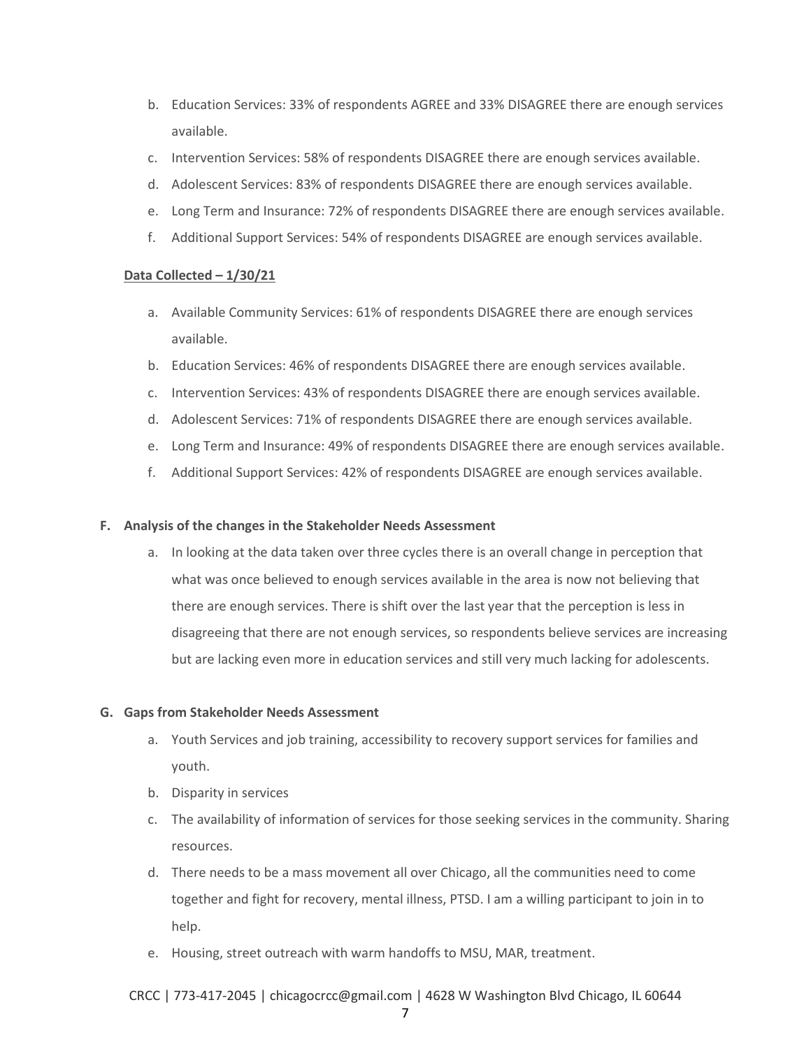b. Education Services: 33% of respondents AGREE and 33% DISAGREE there are enough services available.
c. Intervention Services: 58% of respondents DISAGREE there are enough services available.
d. Adolescent Services: 83% of respondents DISAGREE there are enough services available.
e. Long Term and Insurance: 72% of respondents DISAGREE there are enough services available.
f. Additional Support Services: 54% of respondents DISAGREE are enough services available.

**Data Collected – 1/30/21**

a. Available Community Services: 61% of respondents DISAGREE there are enough services available.
b. Education Services: 46% of respondents DISAGREE there are enough services available.
c. Intervention Services: 43% of respondents DISAGREE there are enough services available.
d. Adolescent Services: 71% of respondents DISAGREE there are enough services available.
e. Long Term and Insurance: 49% of respondents DISAGREE there are enough services available.
f. Additional Support Services: 42% of respondents DISAGREE are enough services available.

**F. Analysis of the changes in the Stakeholder Needs Assessment**

a. In looking at the data taken over three cycles there is an overall change in perception that what was once believed to enough services available in the area is now not believing that there are enough services. There is shift over the last year that the perception is less in disagreeing that there are not enough services, so respondents believe services are increasing but are lacking even more in education services and still very much lacking for adolescents.

**G. Gaps from Stakeholder Needs Assessment**

a. Youth Services and job training, accessibility to recovery support services for families and youth.
b. Disparity in services
c. The availability of information of services for those seeking services in the community. Sharing resources.
d. There needs to be a mass movement all over Chicago, all the communities need to come together and fight for recovery, mental illness, PTSD. I am a willing participant to join in to help.
e. Housing, street outreach with warm handoffs to MSU, MAR, treatment.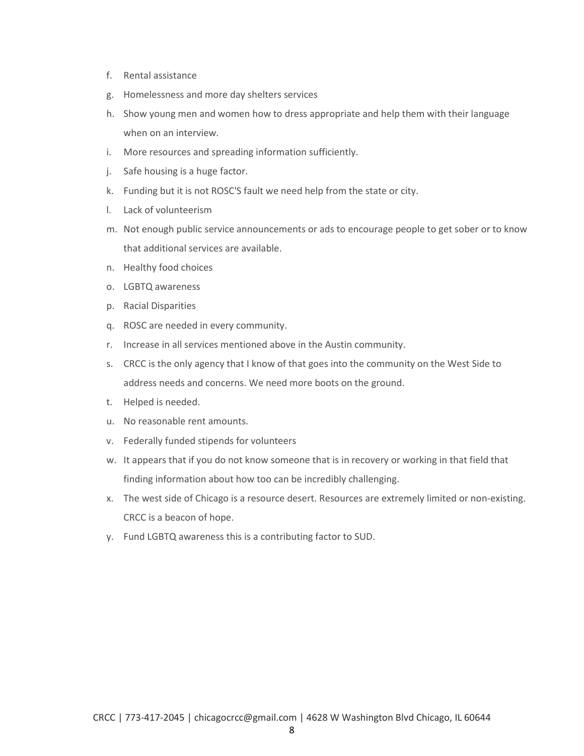f. Rental assistance
g. Homelessness and more day shelters services
h. Show young men and women how to dress appropriate and help them with their language when on an interview.
i. More resources and spreading information sufficiently.
j. Safe housing is a huge factor.
k. Funding but it is not ROSC'S fault we need help from the state or city.
l. Lack of volunteerism
m. Not enough public service announcements or ads to encourage people to get sober or to know that additional services are available.
n. Healthy food choices
o. LGBTQ awareness
p. Racial Disparities
q. ROSC are needed in every community.
r. Increase in all services mentioned above in the Austin community.
s. CRCC is the only agency that I know of that goes into the community on the West Side to address needs and concerns. We need more boots on the ground.
t. Helped is needed.
u. No reasonable rent amounts.
v. Federally funded stipends for volunteers
w. It appears that if you do not know someone that is in recovery or working in that field that finding information about how too can be incredibly challenging.
x. The west side of Chicago is a resource desert. Resources are extremely limited or non-existing. CRCC is a beacon of hope.
y. Fund LGBTQ awareness this is a contributing factor to SUD.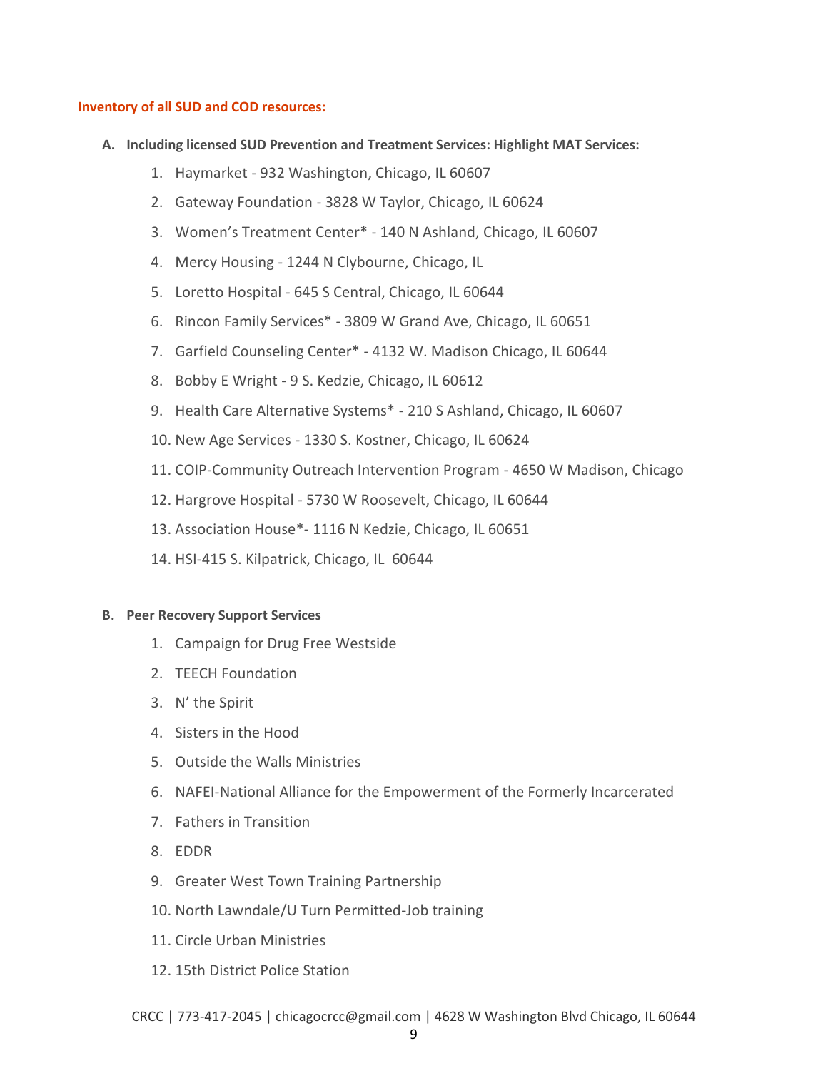**Inventory of all SUD and COD resources:**

A. **Including licensed SUD Prevention and Treatment Services: Highlight MAT Services:**

1. Haymarket - 932 Washington, Chicago, IL 60607
2. Gateway Foundation - 3828 W Taylor, Chicago, IL 60624
3. Women's Treatment Center* - 140 N Ashland, Chicago, IL 60607
4. Mercy Housing - 1244 N Clybourne, Chicago, IL
5. Loretto Hospital - 645 S Central, Chicago, IL 60644
6. Rincon Family Services* - 3809 W Grand Ave, Chicago, IL 60651
7. Garfield Counseling Center* - 4132 W. Madison Chicago, IL 60644
8. Bobby E Wright - 9 S. Kedzie, Chicago, IL 60612
9. Health Care Alternative Systems* - 210 S Ashland, Chicago, IL 60607
10. New Age Services - 1330 S. Kostner, Chicago, IL 60624
11. COIP-Community Outreach Intervention Program - 4650 W Madison, Chicago
12. Hargrove Hospital - 5730 W Roosevelt, Chicago, IL 60644
13. Association House*- 1116 N Kedzie, Chicago, IL 60651
14. HSI-415 S. Kilpatrick, Chicago, IL 60644

B. **Peer Recovery Support Services**

1. Campaign for Drug Free Westside
2. TEECH Foundation
3. N' the Spirit
4. Sisters in the Hood
5. Outside the Walls Ministries
6. NAFEI-National Alliance for the Empowerment of the Formerly Incarcerated
7. Fathers in Transition
8. EDDR
9. Greater West Town Training Partnership
10. North Lawndale/U Turn Permitted-Job training
11. Circle Urban Ministries
12. 15th District Police Station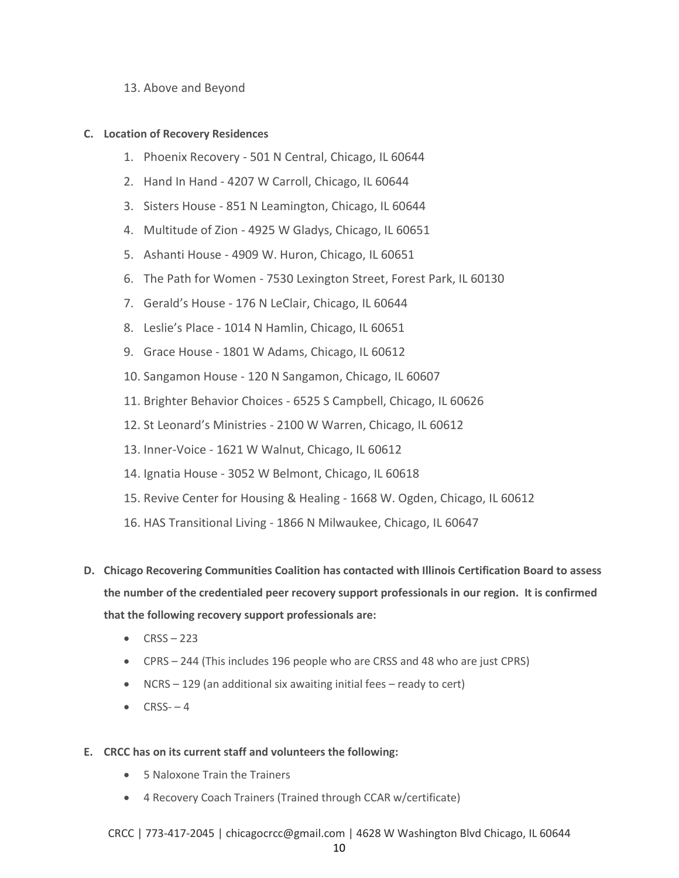13. Above and Beyond

**C. Location of Recovery Residences**

1. Phoenix Recovery - 501 N Central, Chicago, IL 60644
2. Hand In Hand - 4207 W Carroll, Chicago, IL 60644
3. Sisters House - 851 N Leamington, Chicago, IL 60644
4. Multitude of Zion - 4925 W Gladys, Chicago, IL 60651
5. Ashanti House - 4909 W. Huron, Chicago, IL 60651
6. The Path for Women - 7530 Lexington Street, Forest Park, IL 60130
7. Gerald's House - 176 N LeClair, Chicago, IL 60644
8. Leslie's Place - 1014 N Hamlin, Chicago, IL 60651
9. Grace House - 1801 W Adams, Chicago, IL 60612
10. Sangamon House - 120 N Sangamon, Chicago, IL 60607
11. Brighter Behavior Choices - 6525 S Campbell, Chicago, IL 60626
12. St Leonard's Ministries - 2100 W Warren, Chicago, IL 60612
13. Inner-Voice - 1621 W Walnut, Chicago, IL 60612
14. Ignatia House - 3052 W Belmont, Chicago, IL 60618
15. Revive Center for Housing & Healing - 1668 W. Ogden, Chicago, IL 60612
16. HAS Transitional Living - 1866 N Milwaukee, Chicago, IL 60647

**D. Chicago Recovering Communities Coalition has contacted with Illinois Certification Board to assess the number of the credentialed peer recovery support professionals in our region. It is confirmed that the following recovery support professionals are:**

- CRSS – 223
- CPRS – 244 (This includes 196 people who are CRSS and 48 who are just CPRS)
- NCRS – 129 (an additional six awaiting initial fees – ready to cert)
- CRSS- – 4

**E. CRCC has on its current staff and volunteers the following:**

- 5 Naloxone Train the Trainers
- 4 Recovery Coach Trainers (Trained through CCAR w/certificate)

CRCC | 773-417-2045 | chicagocrcc@gmail.com | 4628 W Washington Blvd Chicago, IL 60644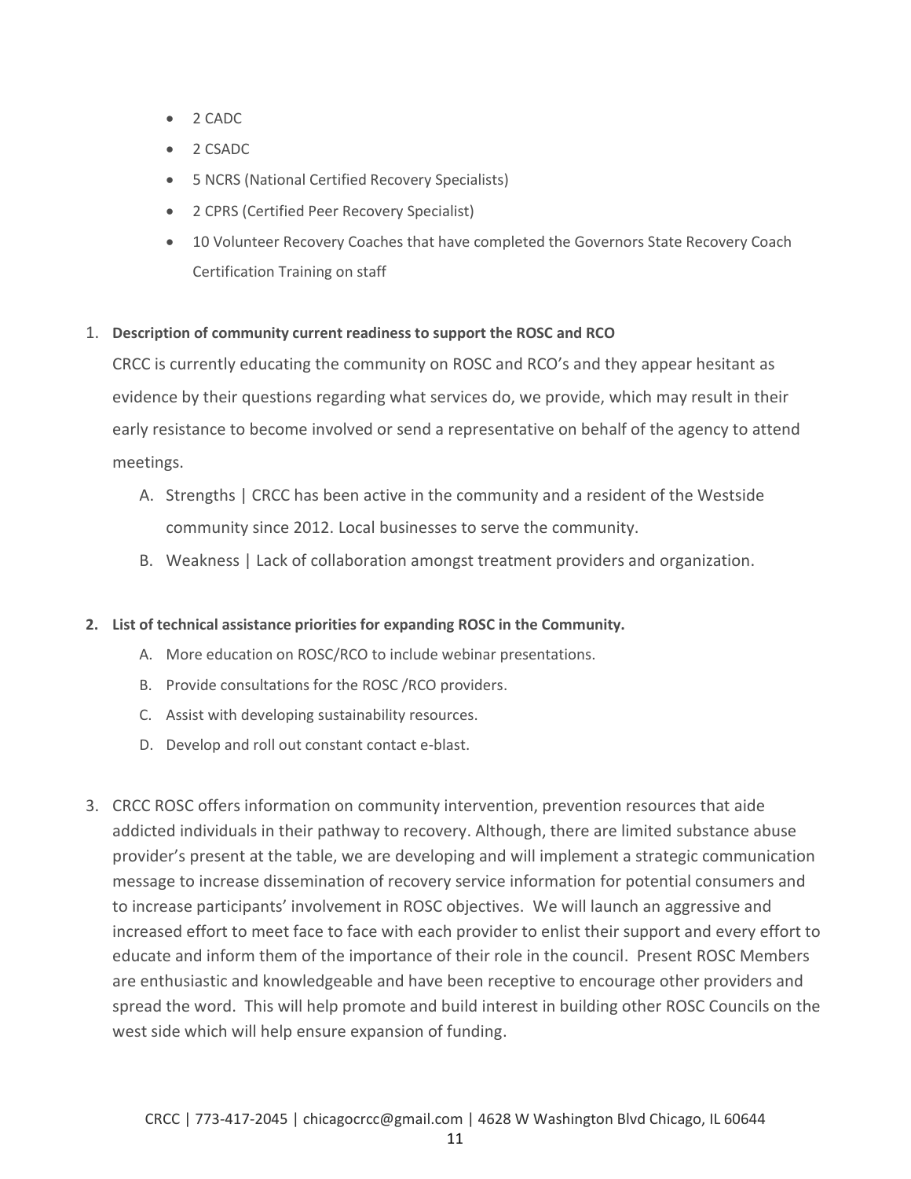- 2 CADC
- 2 CSADC
- 5 NCRS (National Certified Recovery Specialists)
- 2 CPRS (Certified Peer Recovery Specialist)
- 10 Volunteer Recovery Coaches that have completed the Governors State Recovery Coach Certification Training on staff

1. **Description of community current readiness to support the ROSC and RCO**

   CRCC is currently educating the community on ROSC and RCO's and they appear hesitant as evidence by their questions regarding what services do, we provide, which may result in their early resistance to become involved or send a representative on behalf of the agency to attend meetings.

   A. Strengths | CRCC has been active in the community and a resident of the Westside community since 2012. Local businesses to serve the community.

   B. Weakness | Lack of collaboration amongst treatment providers and organization.

2. **List of technical assistance priorities for expanding ROSC in the Community.**

   A. More education on ROSC/RCO to include webinar presentations.

   B. Provide consultations for the ROSC /RCO providers.

   C. Assist with developing sustainability resources.

   D. Develop and roll out constant contact e-blast.

3. CRCC ROSC offers information on community intervention, prevention resources that aide addicted individuals in their pathway to recovery. Although, there are limited substance abuse provider's present at the table, we are developing and will implement a strategic communication message to increase dissemination of recovery service information for potential consumers and to increase participants' involvement in ROSC objectives. We will launch an aggressive and increased effort to meet face to face with each provider to enlist their support and every effort to educate and inform them of the importance of their role in the council. Present ROSC Members are enthusiastic and knowledgeable and have been receptive to encourage other providers and spread the word. This will help promote and build interest in building other ROSC Councils on the west side which will help ensure expansion of funding.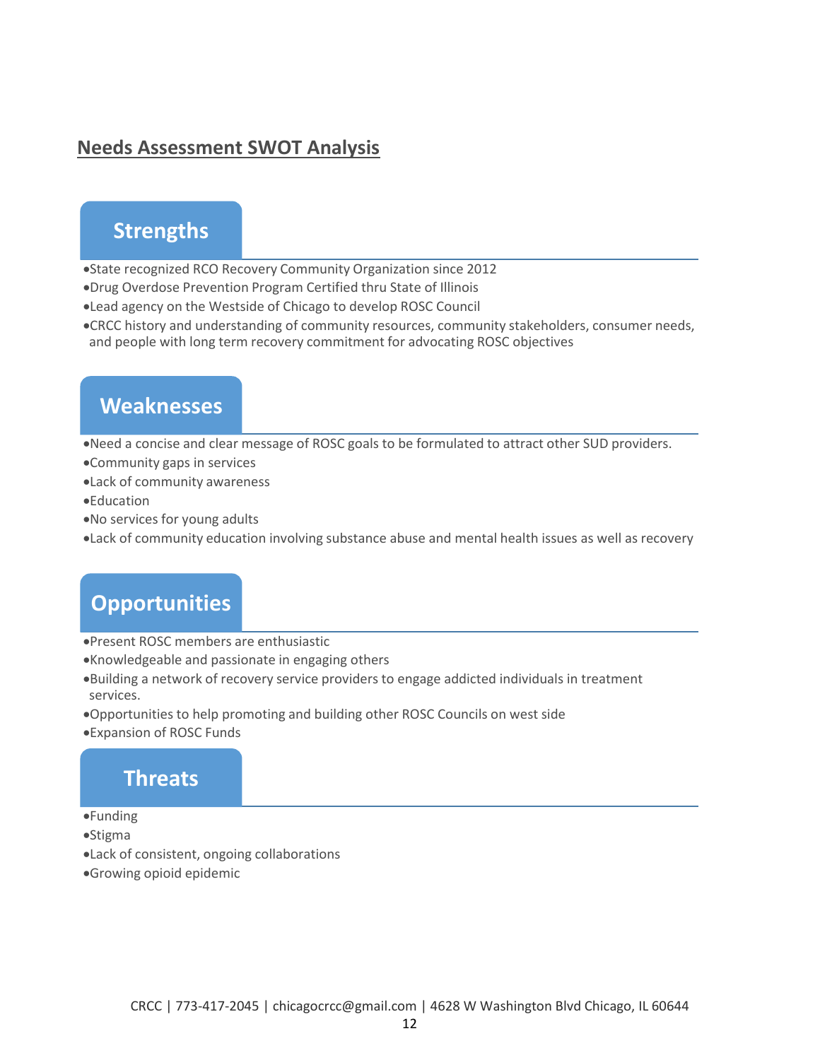## Needs Assessment SWOT Analysis

### Strengths

- State recognized RCO Recovery Community Organization since 2012
- Drug Overdose Prevention Program Certified thru State of Illinois
- Lead agency on the Westside of Chicago to develop ROSC Council
- CRCC history and understanding of community resources, community stakeholders, consumer needs, and people with long term recovery commitment for advocating ROSC objectives

### Weaknesses

- Need a concise and clear message of ROSC goals to be formulated to attract other SUD providers.
- Community gaps in services
- Lack of community awareness
- Education
- No services for young adults
- Lack of community education involving substance abuse and mental health issues as well as recovery

### Opportunities

- Present ROSC members are enthusiastic
- Knowledgeable and passionate in engaging others
- Building a network of recovery service providers to engage addicted individuals in treatment services.
- Opportunities to help promoting and building other ROSC Councils on west side
- Expansion of ROSC Funds

### Threats

- Funding
- Stigma
- Lack of consistent, ongoing collaborations
- Growing opioid epidemic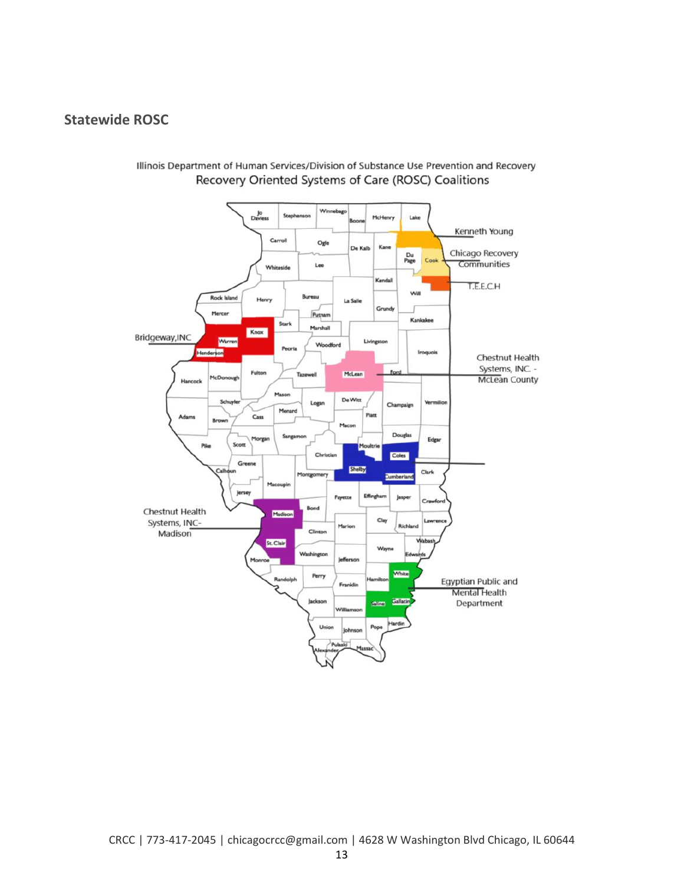## Statewide ROSC

Illinois Department of Human Services/Division of Substance Use Prevention and Recovery
Recovery Oriented Systems of Care (ROSC) Coalitions

Kenneth Young

Chicago Recovery Communities

T.E.E.C.H

Bridgeway, INC

Chestnut Health Systems, INC. - McLean County

Chestnut Health Systems, INC- Madison

Egyptian Public and Mental Health Department

Jo Daviess
Stephenson
Winnebago
Boone
McHenry
Lake
Carroll
Ogle
De Kalb
Kane
Du Page
Cook
Whiteside
Lee
Kendall
Will
Rock Island
Henry
Bureau
La Salle
Grundy
Mercer
Putnam
Stark
Marshall
Kankakee
Knox
Warren
Henderson
Peoria
Woodford
Livingston
Iroquois
Hancock
McDonough
Fulton
Tazewell
McLean
Ford
Mason
Schuyler
Logan
De Witt
Champaign
Vermilion
Adams
Brown
Cass
Menard
Piatt
Macon
Pike
Scott
Morgan
Sangamon
Douglas
Edgar
Christian
Moultrie
Coles
Greene
Shelby
Calhoun
Montgomery
Cumberland
Clark
Macoupin
Jersey
Fayette
Effingham
Jasper
Crawford
Madison
Bond
Clay
Lawrence
Marion
Richland
Clinton
St. Clair
Wabash
Wayne
Edwards
Washington
Monroe
Jefferson
White
Randolph
Perry
Hamilton
Franklin
Jackson
Saline
Gallatin
Williamson
Union
Johnson
Pope
Hardin
Pulaski
Alexander
Massac